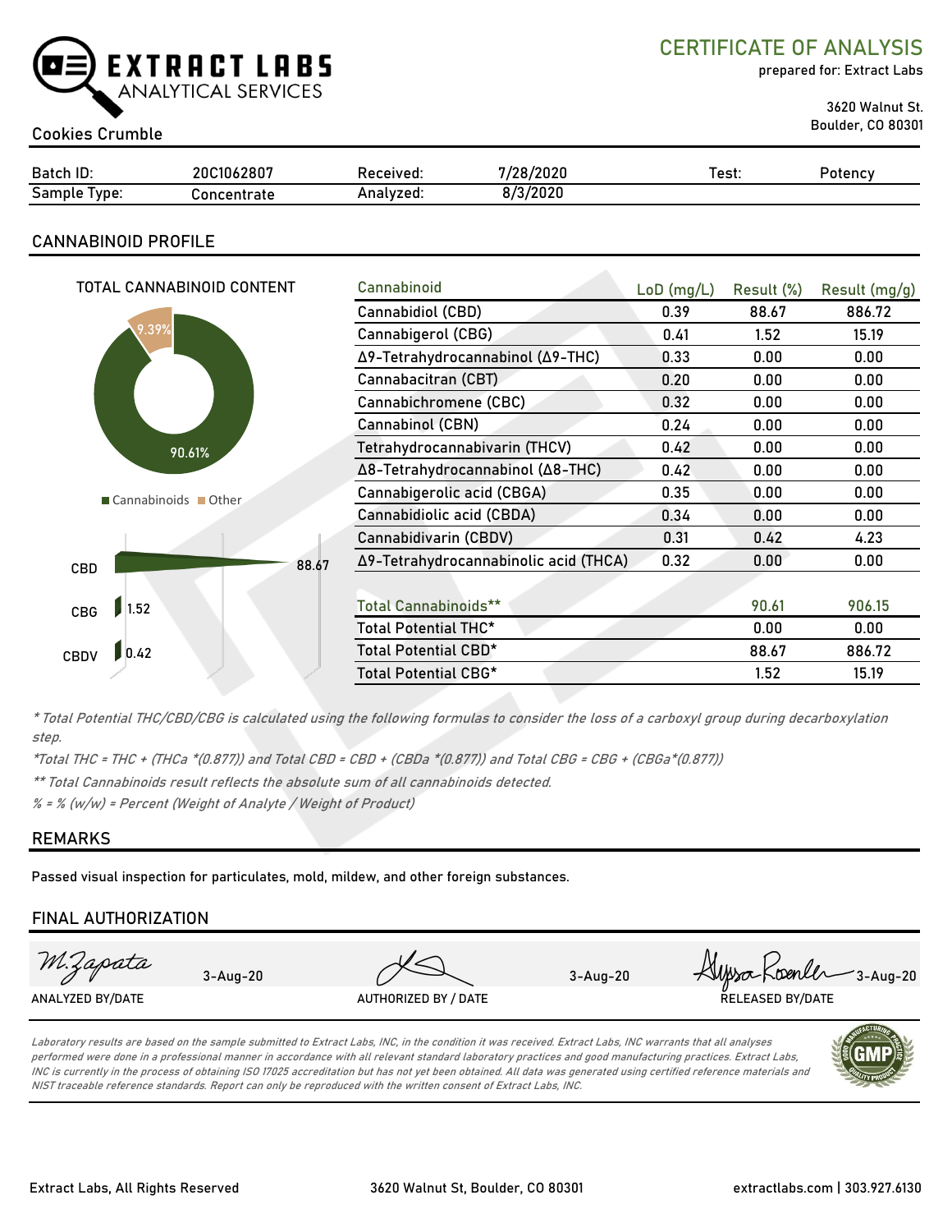EXTRACT LABS
ANALYTICAL SERVICES

# CERTIFICATE OF ANALYSIS

prepared for: Extract Labs

3620 Walnut St.
Boulder, CO 80301

## Cookies Crumble

| Batch ID: | 20C1062807 | Received: | 7/28/2020 | Test: | Potency |
|---|---|---|---|---|---|
| Sample Type: | Concentrate | Analyzed: | 8/3/2020 | | |

## CANNABINOID PROFILE

TOTAL CANNABINOID CONTENT

- Cannabinoids: 90.61%
- Other: 9.39%

| | |
|---|---|
| CBD | 88.67 |
| CBG | 1.52 |
| CBDV | 0.42 |

| Cannabinoid | LoD (mg/L) | Result (%) | Result (mg/g) |
|---|---|---|---|
| Cannabidiol (CBD) | 0.39 | 88.67 | 886.72 |
| Cannabigerol (CBG) | 0.41 | 1.52 | 15.19 |
| Δ9-Tetrahydrocannabinol (Δ9-THC) | 0.33 | 0.00 | 0.00 |
| Cannabacitran (CBT) | 0.20 | 0.00 | 0.00 |
| Cannabichromene (CBC) | 0.32 | 0.00 | 0.00 |
| Cannabinol (CBN) | 0.24 | 0.00 | 0.00 |
| Tetrahydrocannabivarin (THCV) | 0.42 | 0.00 | 0.00 |
| Δ8-Tetrahydrocannabinol (Δ8-THC) | 0.42 | 0.00 | 0.00 |
| Cannabigerolic acid (CBGA) | 0.35 | 0.00 | 0.00 |
| Cannabidiolic acid (CBDA) | 0.34 | 0.00 | 0.00 |
| Cannabidivarin (CBDV) | 0.31 | 0.42 | 4.23 |
| Δ9-Tetrahydrocannabinolic acid (THCA) | 0.32 | 0.00 | 0.00 |
| Total Cannabinoids** | | 90.61 | 906.15 |
| Total Potential THC* | | 0.00 | 0.00 |
| Total Potential CBD* | | 88.67 | 886.72 |
| Total Potential CBG* | | 1.52 | 15.19 |

*\* Total Potential THC/CBD/CBG is calculated using the following formulas to consider the loss of a carboxyl group during decarboxylation step.*

*\*Total THC = THC + (THCa \*(0.877)) and Total CBD = CBD + (CBDa \*(0.877)) and Total CBG = CBG + (CBGa\*(0.877))*

*\*\* Total Cannabinoids result reflects the absolute sum of all cannabinoids detected.*

*% = % (w/w) = Percent (Weight of Analyte / Weight of Product)*

## REMARKS

Passed visual inspection for particulates, mold, mildew, and other foreign substances.

## FINAL AUTHORIZATION

| M. Zapata 3-Aug-20 | 3-Aug-20 | Alyssa Roenler 3-Aug-20 |
|---|---|---|
| ANALYZED BY/DATE | AUTHORIZED BY / DATE | RELEASED BY/DATE |

*Laboratory results are based on the sample submitted to Extract Labs, INC, in the condition it was received. Extract Labs, INC warrants that all analyses performed were done in a professional manner in accordance with all relevant standard laboratory practices and good manufacturing practices. Extract Labs, INC is currently in the process of obtaining ISO 17025 accreditation but has not yet been obtained. All data was generated using certified reference materials and NIST traceable reference standards. Report can only be reproduced with the written consent of Extract Labs, INC.*

Extract Labs, All Rights Reserved | 3620 Walnut St, Boulder, CO 80301 | extractlabs.com | 303.927.6130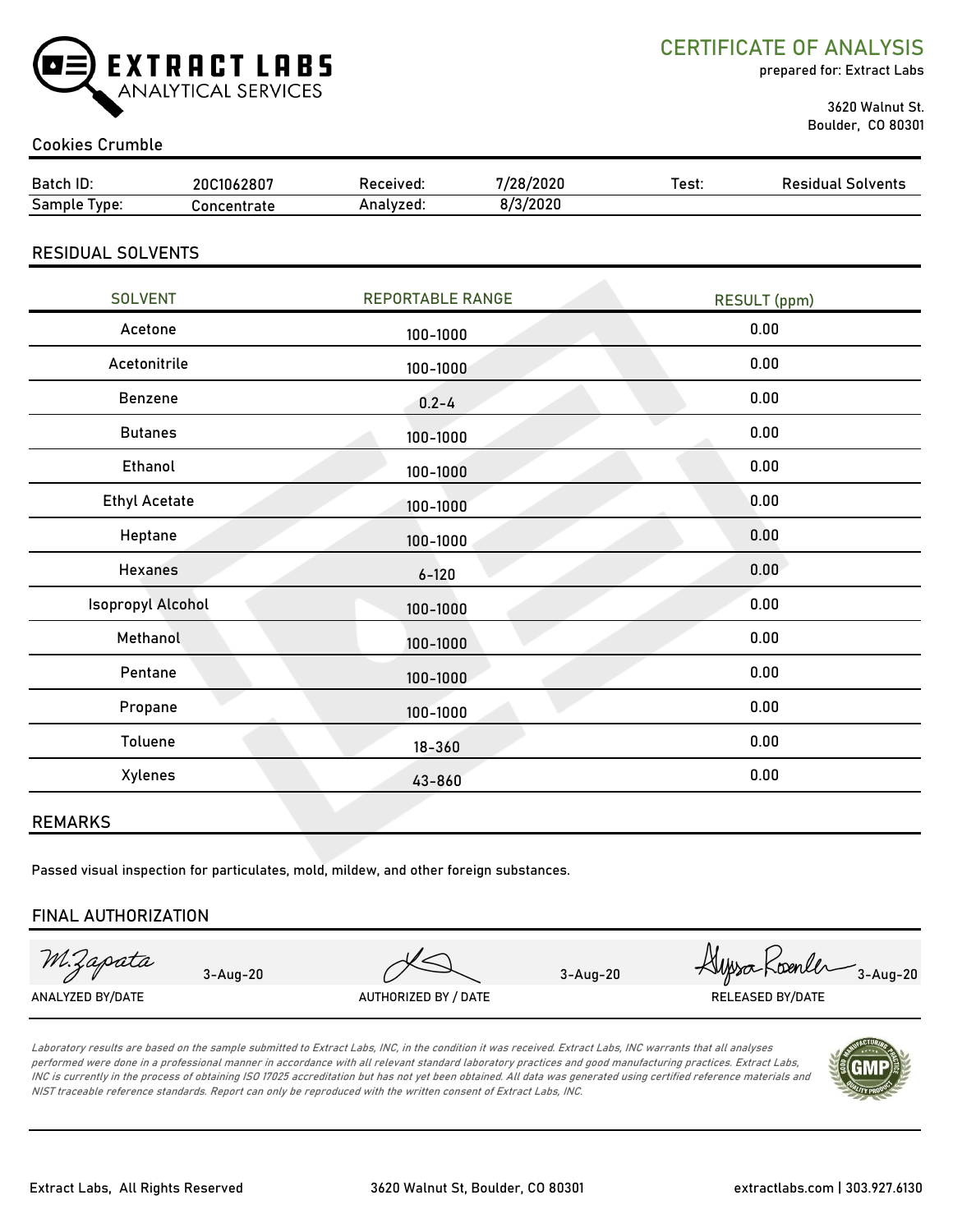EXTRACT LABS ANALYTICAL SERVICES

# CERTIFICATE OF ANALYSIS

prepared for: Extract Labs

3620 Walnut St.
Boulder, CO 80301

Cookies Crumble

| Batch ID: | 20C1062807 | Received: | 7/28/2020 | Test: | Residual Solvents |
|---|---|---|---|---|---|
| Sample Type: | Concentrate | Analyzed: | 8/3/2020 | | |

## RESIDUAL SOLVENTS

| SOLVENT | REPORTABLE RANGE | RESULT (ppm) |
|---|---|---|
| Acetone | 100-1000 | 0.00 |
| Acetonitrile | 100-1000 | 0.00 |
| Benzene | 0.2-4 | 0.00 |
| Butanes | 100-1000 | 0.00 |
| Ethanol | 100-1000 | 0.00 |
| Ethyl Acetate | 100-1000 | 0.00 |
| Heptane | 100-1000 | 0.00 |
| Hexanes | 6-120 | 0.00 |
| Isopropyl Alcohol | 100-1000 | 0.00 |
| Methanol | 100-1000 | 0.00 |
| Pentane | 100-1000 | 0.00 |
| Propane | 100-1000 | 0.00 |
| Toluene | 18-360 | 0.00 |
| Xylenes | 43-860 | 0.00 |

## REMARKS

Passed visual inspection for particulates, mold, mildew, and other foreign substances.

## FINAL AUTHORIZATION

| M. Zapata 3-Aug-20 | 3-Aug-20 | Alyssa Roenler 3-Aug-20 |
|---|---|---|
| ANALYZED BY/DATE | AUTHORIZED BY / DATE | RELEASED BY/DATE |

*Laboratory results are based on the sample submitted to Extract Labs, INC, in the condition it was received. Extract Labs, INC warrants that all analyses performed were done in a professional manner in accordance with all relevant standard laboratory practices and good manufacturing practices. Extract Labs, INC is currently in the process of obtaining ISO 17025 accreditation but has not yet been obtained. All data was generated using certified reference materials and NIST traceable reference standards. Report can only be reproduced with the written consent of Extract Labs, INC.*

Extract Labs, All Rights Reserved | 3620 Walnut St, Boulder, CO 80301 | extractlabs.com | 303.927.6130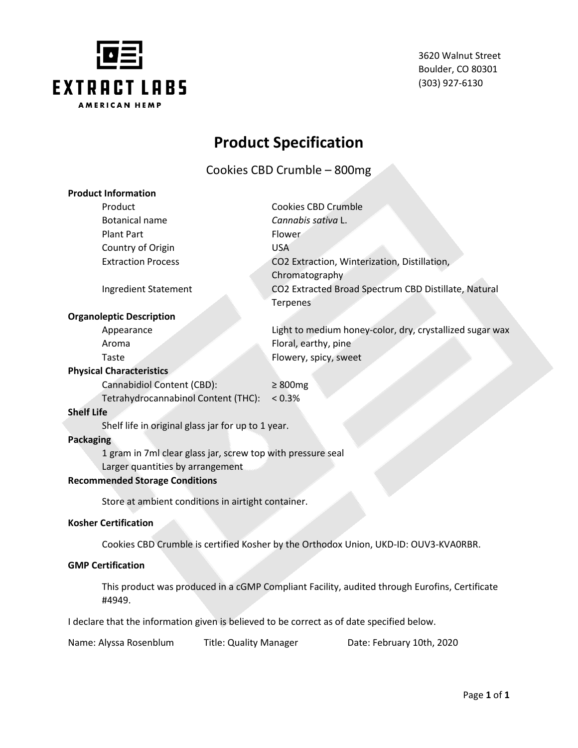**EXTRACT LABS**
**AMERICAN HEMP**

3620 Walnut Street
Boulder, CO 80301
(303) 927-6130

# Product Specification

## Cookies CBD Crumble – 800mg

**Product Information**

| | |
|---|---|
| Product | Cookies CBD Crumble |
| Botanical name | *Cannabis sativa* L. |
| Plant Part | Flower |
| Country of Origin | USA |
| Extraction Process | $CO_2$ Extraction, Winterization, Distillation, Chromatography |
| Ingredient Statement | $CO_2$ Extracted Broad Spectrum CBD Distillate, Natural Terpenes |

**Organoleptic Description**

| | |
|---|---|
| Appearance | Light to medium honey-color, dry, crystallized sugar wax |
| Aroma | Floral, earthy, pine |
| Taste | Flowery, spicy, sweet |

**Physical Characteristics**

| | |
|---|---|
| Cannabidiol Content (CBD): | ≥ 800mg |
| Tetrahydrocannabinol Content (THC): | < 0.3% |

**Shelf Life**

Shelf life in original glass jar for up to 1 year.

**Packaging**

1 gram in 7ml clear glass jar, screw top with pressure seal
Larger quantities by arrangement

**Recommended Storage Conditions**

Store at ambient conditions in airtight container.

**Kosher Certification**

Cookies CBD Crumble is certified Kosher by the Orthodox Union, UKD-ID: OUV3-KVA0RBR.

**GMP Certification**

This product was produced in a cGMP Compliant Facility, audited through Eurofins, Certificate #4949.

I declare that the information given is believed to be correct as of date specified below.

Name: Alyssa Rosenblum    Title: Quality Manager    Date: February 10th, 2020